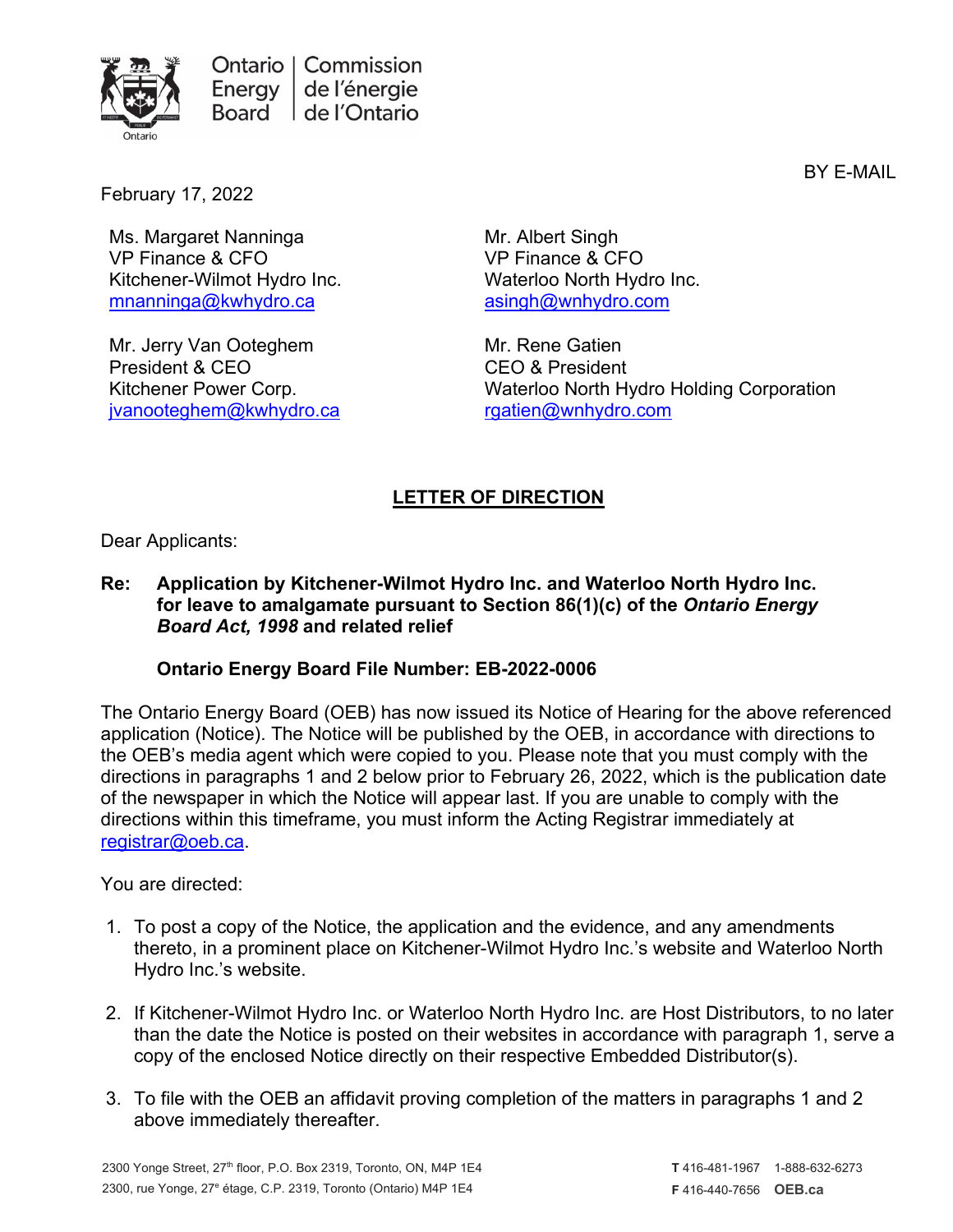Ontario Energy Board | Commission de l'énergie de l'Ontario

BY E-MAIL

February 17, 2022

Ms. Margaret Nanninga
VP Finance & CFO
Kitchener-Wilmot Hydro Inc.
mnanninga@kwhydro.ca

Mr. Albert Singh
VP Finance & CFO
Waterloo North Hydro Inc.
asingh@wnhydro.com

Mr. Jerry Van Ooteghem
President & CEO
Kitchener Power Corp.
jvanooteghem@kwhydro.ca

Mr. Rene Gatien
CEO & President
Waterloo North Hydro Holding Corporation
rgatien@wnhydro.com

## LETTER OF DIRECTION

Dear Applicants:

**Re: Application by Kitchener-Wilmot Hydro Inc. and Waterloo North Hydro Inc. for leave to amalgamate pursuant to Section 86(1)(c) of the *Ontario Energy Board Act, 1998* and related relief**

**Ontario Energy Board File Number: EB-2022-0006**

The Ontario Energy Board (OEB) has now issued its Notice of Hearing for the above referenced application (Notice). The Notice will be published by the OEB, in accordance with directions to the OEB's media agent which were copied to you. Please note that you must comply with the directions in paragraphs 1 and 2 below prior to February 26, 2022, which is the publication date of the newspaper in which the Notice will appear last. If you are unable to comply with the directions within this timeframe, you must inform the Acting Registrar immediately at registrar@oeb.ca.

You are directed:

1. To post a copy of the Notice, the application and the evidence, and any amendments thereto, in a prominent place on Kitchener-Wilmot Hydro Inc.'s website and Waterloo North Hydro Inc.'s website.

2. If Kitchener-Wilmot Hydro Inc. or Waterloo North Hydro Inc. are Host Distributors, to no later than the date the Notice is posted on their websites in accordance with paragraph 1, serve a copy of the enclosed Notice directly on their respective Embedded Distributor(s).

3. To file with the OEB an affidavit proving completion of the matters in paragraphs 1 and 2 above immediately thereafter.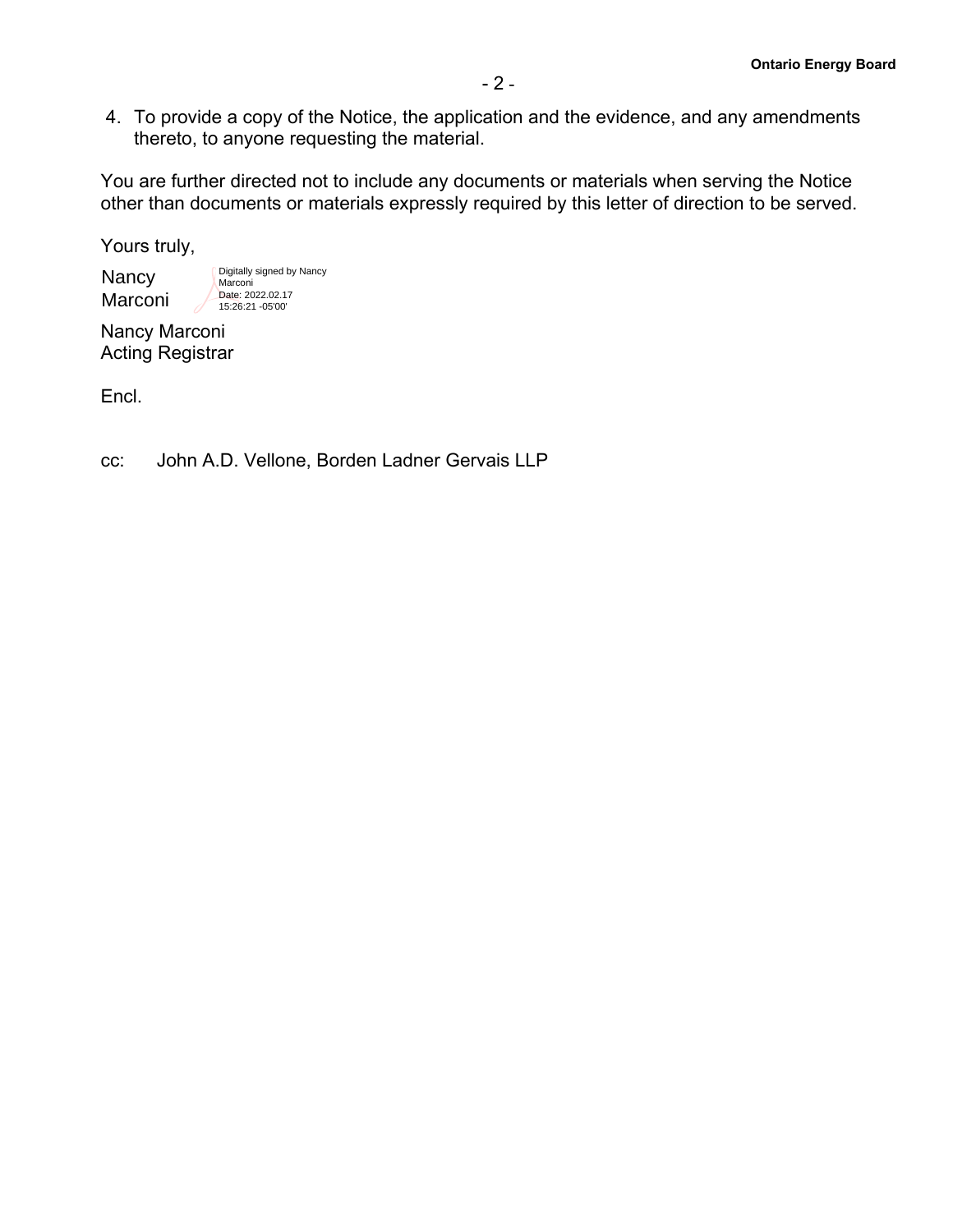4. To provide a copy of the Notice, the application and the evidence, and any amendments thereto, to anyone requesting the material.

You are further directed not to include any documents or materials when serving the Notice other than documents or materials expressly required by this letter of direction to be served.

Yours truly,

Nancy Marconi
Digitally signed by Nancy Marconi
Date: 2022.02.17 15:26:21 -05'00'

Nancy Marconi
Acting Registrar

Encl.

cc: John A.D. Vellone, Borden Ladner Gervais LLP